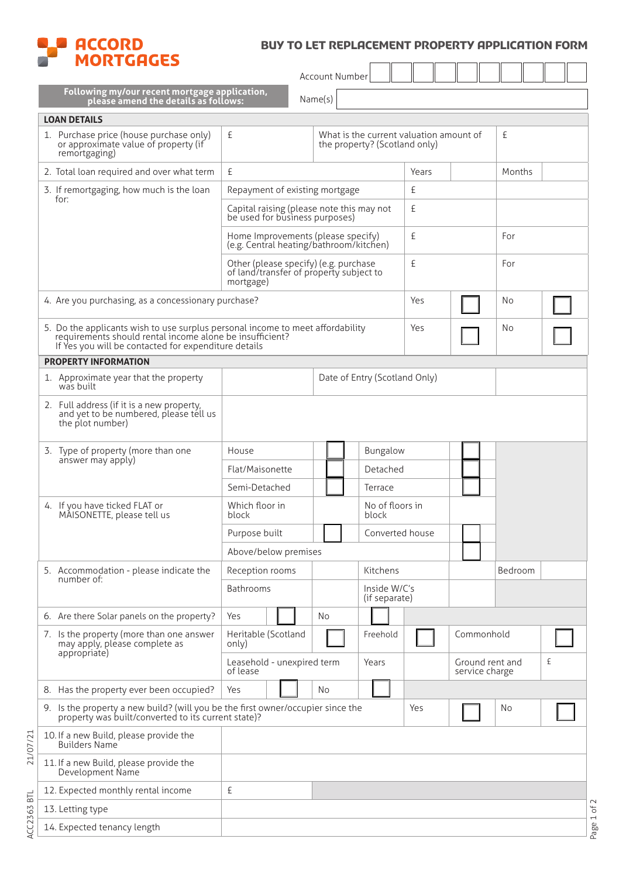# ACCORD MORTGAGES

## BUY TO LET REPLACEMENT PROPERTY APPLICATION FORM

Account Number: | | | | | | | | | | |

**Following my/our recent mortgage application, please amend the details as follows:**

Name(s):

## LOAN DETAILS

| | | | | | | |
|---|---|---|---|---|---|---|
| 1. Purchase price (house purchase only) or approximate value of property (if remortgaging) | £ | What is the current valuation amount of the property? (Scotland only) | | | £ | |
| 2. Total loan required and over what term | £ | | Years | | Months | |
| 3. If remortgaging, how much is the loan for: | Repayment of existing mortgage | | £ | | | |
| | Capital raising (please note this may not be used for business purposes) | | £ | | | |
| | Home Improvements (please specify) (e.g. Central heating/bathroom/kitchen) | | £ | | For | |
| | Other (please specify) (e.g. purchase of land/transfer of property subject to mortgage) | | £ | | For | |
| 4. Are you purchasing, as a concessionary purchase? | | | Yes | ☐ | No | ☐ |
| 5. Do the applicants wish to use surplus personal income to meet affordability requirements should rental income alone be insufficient? If Yes you will be contacted for expenditure details | | | Yes | ☐ | No | ☐ |

## PROPERTY INFORMATION

| | | | | | | |
|---|---|---|---|---|---|---|
| 1. Approximate year that the property was built | | Date of Entry (Scotland Only) | | | | |
| 2. Full address (if it is a new property, and yet to be numbered, please tell us the plot number) | | | | | | |
| 3. Type of property (more than one answer may apply) | House | ☐ | Bungalow | ☐ | | |
| | Flat/Maisonette | ☐ | Detached | ☐ | | |
| | Semi-Detached | ☐ | Terrace | ☐ | | |
| 4. If you have ticked FLAT or MAISONETTE, please tell us | Which floor in block | | No of floors in block | | | |
| | Purpose built | ☐ | Converted house | ☐ | | |
| | Above/below premises | | | ☐ | | |
| 5. Accommodation - please indicate the number of: | Reception rooms | | Kitchens | | Bedroom | |
| | Bathrooms | | Inside W/C's (if separate) | | | |
| 6. Are there Solar panels on the property? | Yes | ☐ | No | ☐ | | |
| 7. Is the property (more than one answer may apply, please complete as appropriate) | Heritable (Scotland only) | ☐ | Freehold | ☐ | Commonhold | ☐ |
| | Leasehold - unexpired term of lease | | Years | | Ground rent and service charge | £ |
| 8. Has the property ever been occupied? | Yes | ☐ | No | ☐ | | |
| 9. Is the property a new build? (will you be the first owner/occupier since the property was built/converted to its current state)? | | | Yes | ☐ | No | ☐ |
| 10. If a new Build, please provide the Builders Name | | | | | | |
| 11. If a new Build, please provide the Development Name | | | | | | |
| 12. Expected monthly rental income | £ | | | | | |
| 13. Letting type | | | | | | |
| 14. Expected tenancy length | | | | | | |

ACC2363 BTL 21/07/21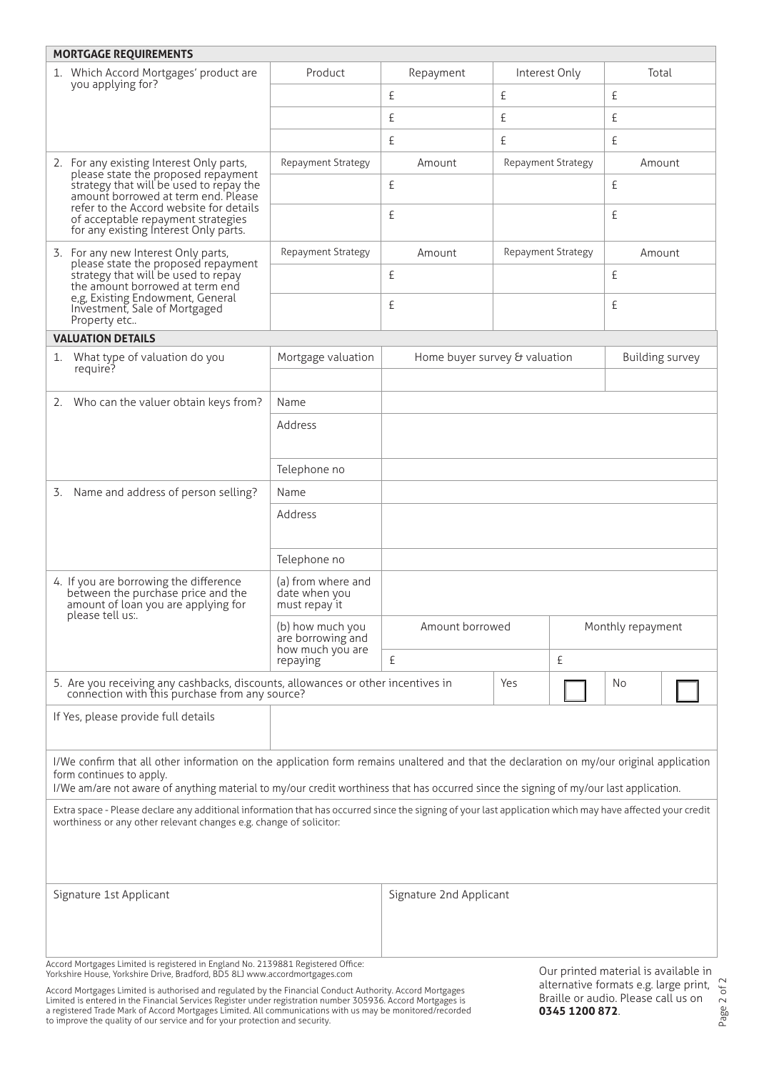## MORTGAGE REQUIREMENTS

| | | | | |
|---|---|---|---|---|
| 1. Which Accord Mortgages' product are you applying for? | Product | Repayment | Interest Only | Total |
| | | £ | £ | £ |
| | | £ | £ | £ |
| | | £ | £ | £ |
| 2. For any existing Interest Only parts, please state the proposed repayment strategy that will be used to repay the amount borrowed at term end. Please refer to the Accord website for details of acceptable repayment strategies for any existing Interest Only parts. | Repayment Strategy | Amount | Repayment Strategy | Amount |
| | | £ | | £ |
| | | £ | | £ |
| 3. For any new Interest Only parts, please state the proposed repayment strategy that will be used to repay the amount borrowed at term end e,g, Existing Endowment, General Investment, Sale of Mortgaged Property etc.. | Repayment Strategy | Amount | Repayment Strategy | Amount |
| | | £ | | £ |
| | | £ | | £ |

## VALUATION DETAILS

| | | | | |
|---|---|---|---|---|
| 1. What type of valuation do you require? | Mortgage valuation | Home buyer survey & valuation | | Building survey |
| | | | | |
| 2. Who can the valuer obtain keys from? | Name | | | |
| | Address | | | |
| | Telephone no | | | |
| 3. Name and address of person selling? | Name | | | |
| | Address | | | |
| | Telephone no | | | |
| 4. If you are borrowing the difference between the purchase price and the amount of loan you are applying for please tell us:. | (a) from where and date when you must repay it | | | |
| | (b) how much you are borrowing and how much you are repaying | Amount borrowed | | Monthly repayment |
| | | £ | | £ |

| | | | | |
|---|---|---|---|---|
| 5. Are you receiving any cashbacks, discounts, allowances or other incentives in connection with this purchase from any source? | Yes | ☐ | No | ☐ |
| If Yes, please provide full details | | | | |

I/We confirm that all other information on the application form remains unaltered and that the declaration on my/our original application form continues to apply.
I/We am/are not aware of anything material to my/our credit worthiness that has occurred since the signing of my/our last application.

Extra space - Please declare any additional information that has occurred since the signing of your last application which may have affected your credit worthiness or any other relevant changes e.g. change of solicitor:

| | |
|---|---|
| Signature 1st Applicant | Signature 2nd Applicant |
| | |

Accord Mortgages Limited is registered in England No. 2139881 Registered Office: Yorkshire House, Yorkshire Drive, Bradford, BD5 8LJ www.accordmortgages.com

Accord Mortgages Limited is authorised and regulated by the Financial Conduct Authority. Accord Mortgages Limited is entered in the Financial Services Register under registration number 305936. Accord Mortgages is a registered Trade Mark of Accord Mortgages Limited. All communications with us may be monitored/recorded to improve the quality of our service and for your protection and security.

Our printed material is available in alternative formats e.g. large print, Braille or audio. Please call us on **0345 1200 872**.